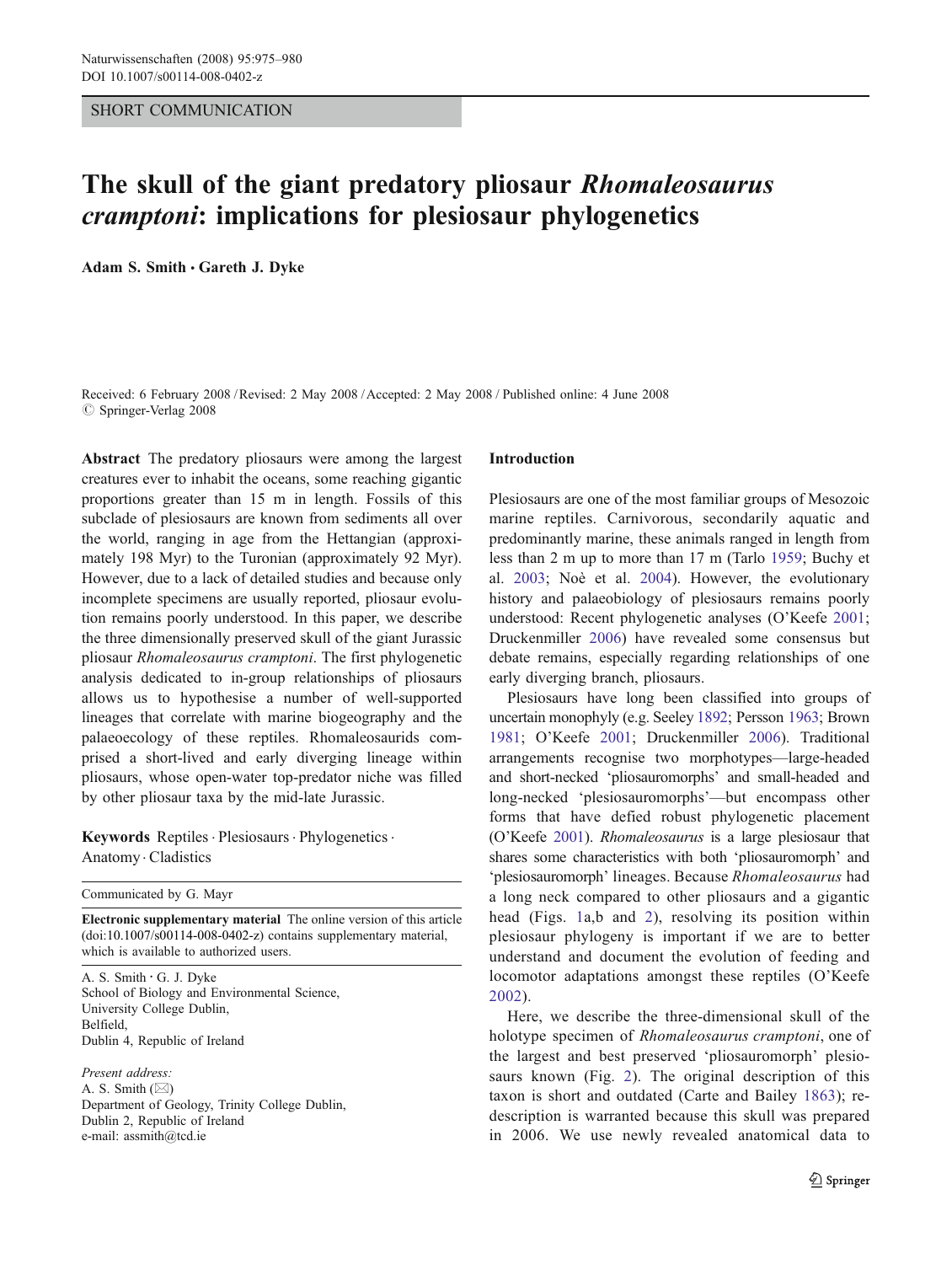SHORT COMMUNICATION

# The skull of the giant predatory pliosaur *Rhomaleosaurus cramptoni*: implications for plesiosaur phylogenetics

**Adam S. Smith · Gareth J. Dyke**

Received: 6 February 2008 / Revised: 2 May 2008 / Accepted: 2 May 2008 / Published online: 4 June 2008
© Springer-Verlag 2008

**Abstract** The predatory pliosaurs were among the largest creatures ever to inhabit the oceans, some reaching gigantic proportions greater than 15 m in length. Fossils of this subclade of plesiosaurs are known from sediments all over the world, ranging in age from the Hettangian (approximately 198 Myr) to the Turonian (approximately 92 Myr). However, due to a lack of detailed studies and because only incomplete specimens are usually reported, pliosaur evolution remains poorly understood. In this paper, we describe the three dimensionally preserved skull of the giant Jurassic pliosaur *Rhomaleosaurus cramptoni*. The first phylogenetic analysis dedicated to in-group relationships of pliosaurs allows us to hypothesise a number of well-supported lineages that correlate with marine biogeography and the palaeoecology of these reptiles. Rhomaleosaurids comprised a short-lived and early diverging lineage within pliosaurs, whose open-water top-predator niche was filled by other pliosaur taxa by the mid-late Jurassic.

**Keywords** Reptiles · Plesiosaurs · Phylogenetics · Anatomy · Cladistics

Communicated by G. Mayr

**Electronic supplementary material** The online version of this article (doi:10.1007/s00114-008-0402-z) contains supplementary material, which is available to authorized users.

A. S. Smith · G. J. Dyke
School of Biology and Environmental Science,
University College Dublin,
Belfield,
Dublin 4, Republic of Ireland

*Present address:*
A. S. Smith (✉)
Department of Geology, Trinity College Dublin,
Dublin 2, Republic of Ireland
e-mail: assmith@tcd.ie

## Introduction

Plesiosaurs are one of the most familiar groups of Mesozoic marine reptiles. Carnivorous, secondarily aquatic and predominantly marine, these animals ranged in length from less than 2 m up to more than 17 m (Tarlo 1959; Buchy et al. 2003; Noè et al. 2004). However, the evolutionary history and palaeobiology of plesiosaurs remains poorly understood: Recent phylogenetic analyses (O'Keefe 2001; Druckenmiller 2006) have revealed some consensus but debate remains, especially regarding relationships of one early diverging branch, pliosaurs.

Plesiosaurs have long been classified into groups of uncertain monophyly (e.g. Seeley 1892; Persson 1963; Brown 1981; O'Keefe 2001; Druckenmiller 2006). Traditional arrangements recognise two morphotypes—large-headed and short-necked 'pliosauromorphs' and small-headed and long-necked 'plesiosauromorphs'—but encompass other forms that have defied robust phylogenetic placement (O'Keefe 2001). *Rhomaleosaurus* is a large plesiosaur that shares some characteristics with both 'pliosauromorph' and 'plesiosauromorph' lineages. Because *Rhomaleosaurus* had a long neck compared to other pliosaurs and a gigantic head (Figs. 1a,b and 2), resolving its position within plesiosaur phylogeny is important if we are to better understand and document the evolution of feeding and locomotor adaptations amongst these reptiles (O'Keefe 2002).

Here, we describe the three-dimensional skull of the holotype specimen of *Rhomaleosaurus cramptoni*, one of the largest and best preserved 'pliosauromorph' plesiosaurs known (Fig. 2). The original description of this taxon is short and outdated (Carte and Bailey 1863); re-description is warranted because this skull was prepared in 2006. We use newly revealed anatomical data to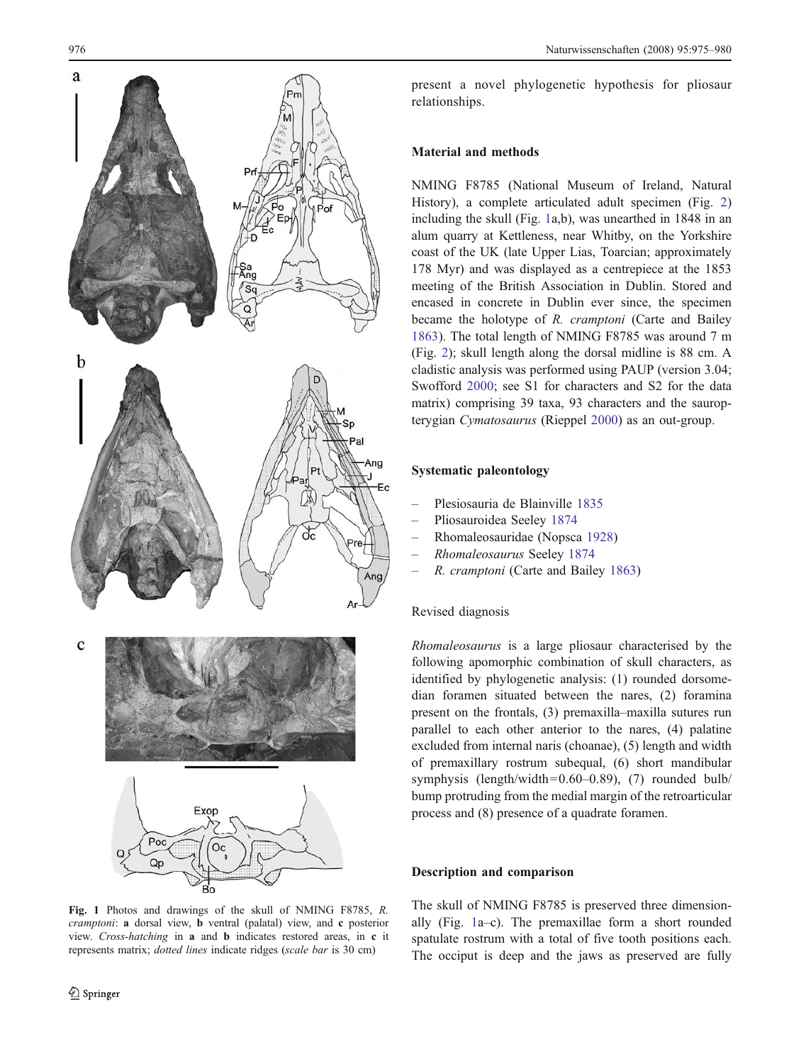Fig. 1 Photos and drawings of the skull of NMING F8785, *R. cramptoni*: **a** dorsal view, **b** ventral (palatal) view, and **c** posterior view. *Cross-hatching* in **a** and **b** indicates restored areas, in **c** it represents matrix; *dotted lines* indicate ridges (*scale bar* is 30 cm)

present a novel phylogenetic hypothesis for pliosaur relationships.

## Material and methods

NMING F8785 (National Museum of Ireland, Natural History), a complete articulated adult specimen (Fig. 2) including the skull (Fig. 1a,b), was unearthed in 1848 in an alum quarry at Kettleness, near Whitby, on the Yorkshire coast of the UK (late Upper Lias, Toarcian; approximately 178 Myr) and was displayed as a centrepiece at the 1853 meeting of the British Association in Dublin. Stored and encased in concrete in Dublin ever since, the specimen became the holotype of *R. cramptoni* (Carte and Bailey 1863). The total length of NMING F8785 was around 7 m (Fig. 2); skull length along the dorsal midline is 88 cm. A cladistic analysis was performed using PAUP (version 3.04; Swofford 2000; see S1 for characters and S2 for the data matrix) comprising 39 taxa, 93 characters and the sauropterygian *Cymatosaurus* (Rieppel 2000) as an out-group.

## Systematic paleontology

- Plesiosauria de Blainville 1835
- Pliosauroidea Seeley 1874
- Rhomaleosauridae (Nopsca 1928)
- *Rhomaleosaurus* Seeley 1874
- *R. cramptoni* (Carte and Bailey 1863)

### Revised diagnosis

*Rhomaleosaurus* is a large pliosaur characterised by the following apomorphic combination of skull characters, as identified by phylogenetic analysis: (1) rounded dorsomedian foramen situated between the nares, (2) foramina present on the frontals, (3) premaxilla–maxilla sutures run parallel to each other anterior to the nares, (4) palatine excluded from internal naris (choanae), (5) length and width of premaxillary rostrum subequal, (6) short mandibular symphysis (length/width=0.60–0.89), (7) rounded bulb/bump protruding from the medial margin of the retroarticular process and (8) presence of a quadrate foramen.

## Description and comparison

The skull of NMING F8785 is preserved three dimensionally (Fig. 1a–c). The premaxillae form a short rounded spatulate rostrum with a total of five tooth positions each. The occiput is deep and the jaws as preserved are fully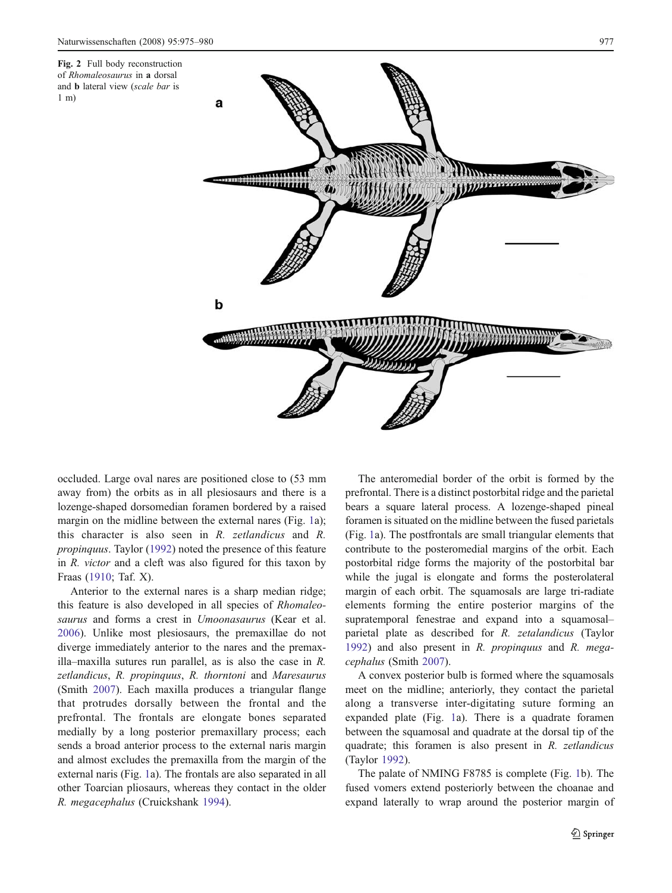Fig. 2 Full body reconstruction of *Rhomaleosaurus* in **a** dorsal and **b** lateral view (*scale bar* is 1 m)

occluded. Large oval nares are positioned close to (53 mm away from) the orbits as in all plesiosaurs and there is a lozenge-shaped dorsomedian foramen bordered by a raised margin on the midline between the external nares (Fig. 1a); this character is also seen in *R. zetlandicus* and *R. propinquus*. Taylor (1992) noted the presence of this feature in *R. victor* and a cleft was also figured for this taxon by Fraas (1910; Taf. X).

Anterior to the external nares is a sharp median ridge; this feature is also developed in all species of *Rhomaleosaurus* and forms a crest in *Umoonasaurus* (Kear et al. 2006). Unlike most plesiosaurs, the premaxillae do not diverge immediately anterior to the nares and the premaxilla–maxilla sutures run parallel, as is also the case in *R. zetlandicus*, *R. propinquus*, *R. thorntoni* and *Maresaurus* (Smith 2007). Each maxilla produces a triangular flange that protrudes dorsally between the frontal and the prefrontal. The frontals are elongate bones separated medially by a long posterior premaxillary process; each sends a broad anterior process to the external naris margin and almost excludes the premaxilla from the margin of the external naris (Fig. 1a). The frontals are also separated in all other Toarcian pliosaurs, whereas they contact in the older *R. megacephalus* (Cruickshank 1994).

The anteromedial border of the orbit is formed by the prefrontal. There is a distinct postorbital ridge and the parietal bears a square lateral process. A lozenge-shaped pineal foramen is situated on the midline between the fused parietals (Fig. 1a). The postfrontals are small triangular elements that contribute to the posteromedial margins of the orbit. Each postorbital ridge forms the majority of the postorbital bar while the jugal is elongate and forms the posterolateral margin of each orbit. The squamosals are large tri-radiate elements forming the entire posterior margins of the supratemporal fenestrae and expand into a squamosal–parietal plate as described for *R. zetalandicus* (Taylor 1992) and also present in *R. propinquus* and *R. megacephalus* (Smith 2007).

A convex posterior bulb is formed where the squamosals meet on the midline; anteriorly, they contact the parietal along a transverse inter-digitating suture forming an expanded plate (Fig. 1a). There is a quadrate foramen between the squamosal and quadrate at the dorsal tip of the quadrate; this foramen is also present in *R. zetlandicus* (Taylor 1992).

The palate of NMING F8785 is complete (Fig. 1b). The fused vomers extend posteriorly between the choanae and expand laterally to wrap around the posterior margin of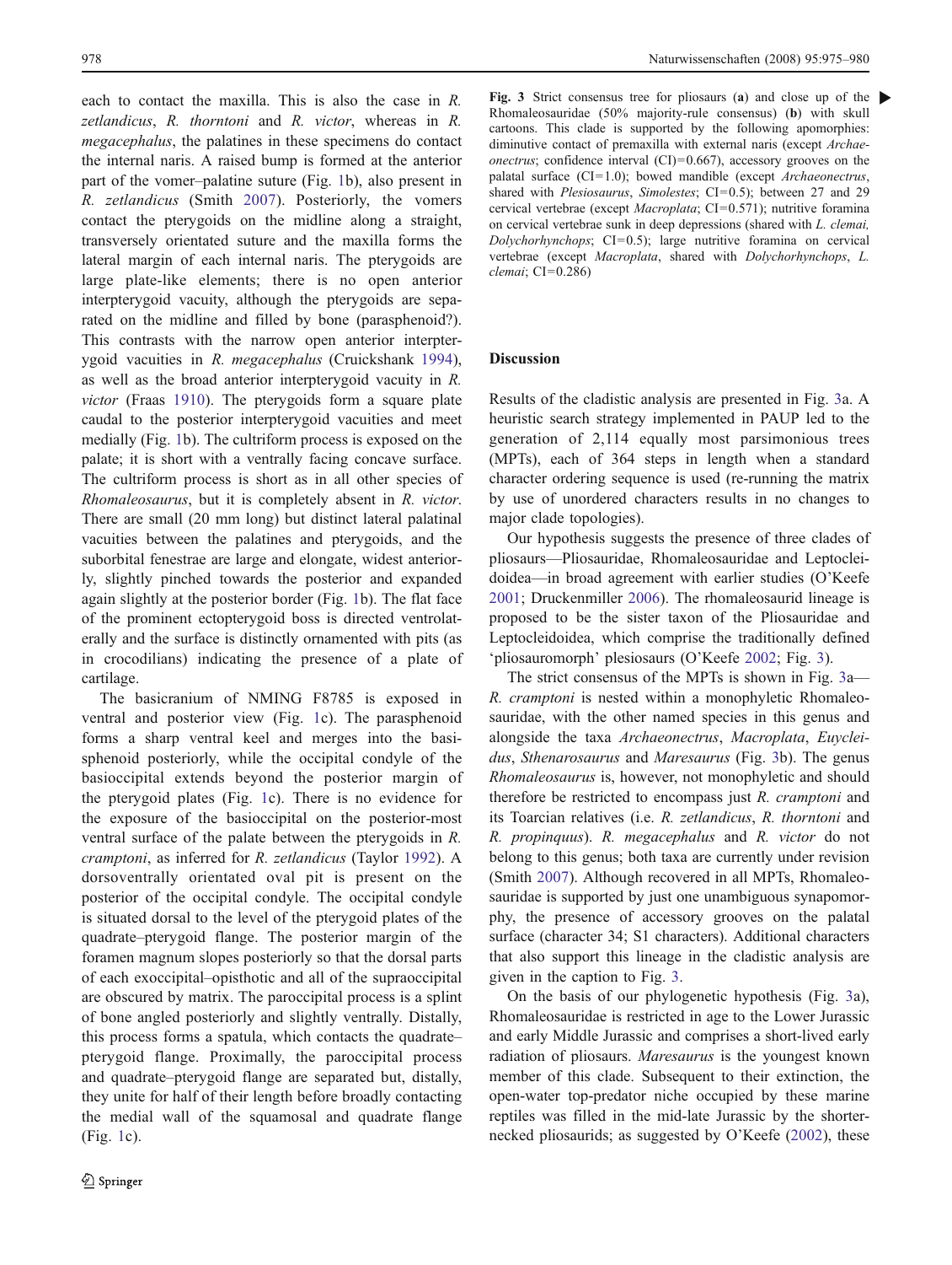each to contact the maxilla. This is also the case in *R. zetlandicus*, *R. thorntoni* and *R. victor*, whereas in *R. megacephalus*, the palatines in these specimens do contact the internal naris. A raised bump is formed at the anterior part of the vomer–palatine suture (Fig. 1b), also present in *R. zetlandicus* (Smith 2007). Posteriorly, the vomers contact the pterygoids on the midline along a straight, transversely orientated suture and the maxilla forms the lateral margin of each internal naris. The pterygoids are large plate-like elements; there is no open anterior interpterygoid vacuity, although the pterygoids are separated on the midline and filled by bone (parasphenoid?). This contrasts with the narrow open anterior interpterygoid vacuities in *R. megacephalus* (Cruickshank 1994), as well as the broad anterior interpterygoid vacuity in *R. victor* (Fraas 1910). The pterygoids form a square plate caudal to the posterior interpterygoid vacuities and meet medially (Fig. 1b). The cultriform process is exposed on the palate; it is short with a ventrally facing concave surface. The cultriform process is short as in all other species of *Rhomaleosaurus*, but it is completely absent in *R. victor*. There are small (20 mm long) but distinct lateral palatinal vacuities between the palatines and pterygoids, and the suborbital fenestrae are large and elongate, widest anteriorly, slightly pinched towards the posterior and expanded again slightly at the posterior border (Fig. 1b). The flat face of the prominent ectopterygoid boss is directed ventrolaterally and the surface is distinctly ornamented with pits (as in crocodilians) indicating the presence of a plate of cartilage.

The basicranium of NMING F8785 is exposed in ventral and posterior view (Fig. 1c). The parasphenoid forms a sharp ventral keel and merges into the basisphenoid posteriorly, while the occipital condyle of the basioccipital extends beyond the posterior margin of the pterygoid plates (Fig. 1c). There is no evidence for the exposure of the basioccipital on the posterior-most ventral surface of the palate between the pterygoids in *R. cramptoni*, as inferred for *R. zetlandicus* (Taylor 1992). A dorsoventrally orientated oval pit is present on the posterior of the occipital condyle. The occipital condyle is situated dorsal to the level of the pterygoid plates of the quadrate–pterygoid flange. The posterior margin of the foramen magnum slopes posteriorly so that the dorsal parts of each exoccipital–opisthotic and all of the supraoccipital are obscured by matrix. The paroccipital process is a splint of bone angled posteriorly and slightly ventrally. Distally, this process forms a spatula, which contacts the quadrate–pterygoid flange. Proximally, the paroccipital process and quadrate–pterygoid flange are separated but, distally, they unite for half of their length before broadly contacting the medial wall of the squamosal and quadrate flange (Fig. 1c).

**Fig. 3** Strict consensus tree for pliosaurs (**a**) and close up of the Rhomaleosauridae (50% majority-rule consensus) (**b**) with skull cartoons. This clade is supported by the following apomorphies: diminutive contact of premaxilla with external naris (except *Archaeonectrus*; confidence interval (CI)=0.667), accessory grooves on the palatal surface (CI=1.0); bowed mandible (except *Archaeonectrus*, shared with *Plesiosaurus*, *Simolestes*; CI=0.5); between 27 and 29 cervical vertebrae (except *Macroplata*; CI=0.571); nutritive foramina on cervical vertebrae sunk in deep depressions (shared with *L. clemai, Dolychorhynchops*; CI=0.5); large nutritive foramina on cervical vertebrae (except *Macroplata*, shared with *Dolychorhynchops*, *L. clemai*; CI=0.286)

## Discussion

Results of the cladistic analysis are presented in Fig. 3a. A heuristic search strategy implemented in PAUP led to the generation of 2,114 equally most parsimonious trees (MPTs), each of 364 steps in length when a standard character ordering sequence is used (re-running the matrix by use of unordered characters results in no changes to major clade topologies).

Our hypothesis suggests the presence of three clades of pliosaurs—Pliosauridae, Rhomaleosauridae and Leptocleidoidea—in broad agreement with earlier studies (O'Keefe 2001; Druckenmiller 2006). The rhomaleosaurid lineage is proposed to be the sister taxon of the Pliosauridae and Leptocleidoidea, which comprise the traditionally defined 'pliosauromorph' plesiosaurs (O'Keefe 2002; Fig. 3).

The strict consensus of the MPTs is shown in Fig. 3a—*R. cramptoni* is nested within a monophyletic Rhomaleosauridae, with the other named species in this genus and alongside the taxa *Archaeonectrus*, *Macroplata*, *Eurycleidus*, *Sthenarosaurus* and *Maresaurus* (Fig. 3b). The genus *Rhomaleosaurus* is, however, not monophyletic and should therefore be restricted to encompass just *R. cramptoni* and its Toarcian relatives (i.e. *R. zetlandicus*, *R. thorntoni* and *R. propinquus*). *R. megacephalus* and *R. victor* do not belong to this genus; both taxa are currently under revision (Smith 2007). Although recovered in all MPTs, Rhomaleosauridae is supported by just one unambiguous synapomorphy, the presence of accessory grooves on the palatal surface (character 34; S1 characters). Additional characters that also support this lineage in the cladistic analysis are given in the caption to Fig. 3.

On the basis of our phylogenetic hypothesis (Fig. 3a), Rhomaleosauridae is restricted in age to the Lower Jurassic and early Middle Jurassic and comprises a short-lived early radiation of pliosaurs. *Maresaurus* is the youngest known member of this clade. Subsequent to their extinction, the open-water top-predator niche occupied by these marine reptiles was filled in the mid-late Jurassic by the shorter-necked pliosaurids; as suggested by O'Keefe (2002), these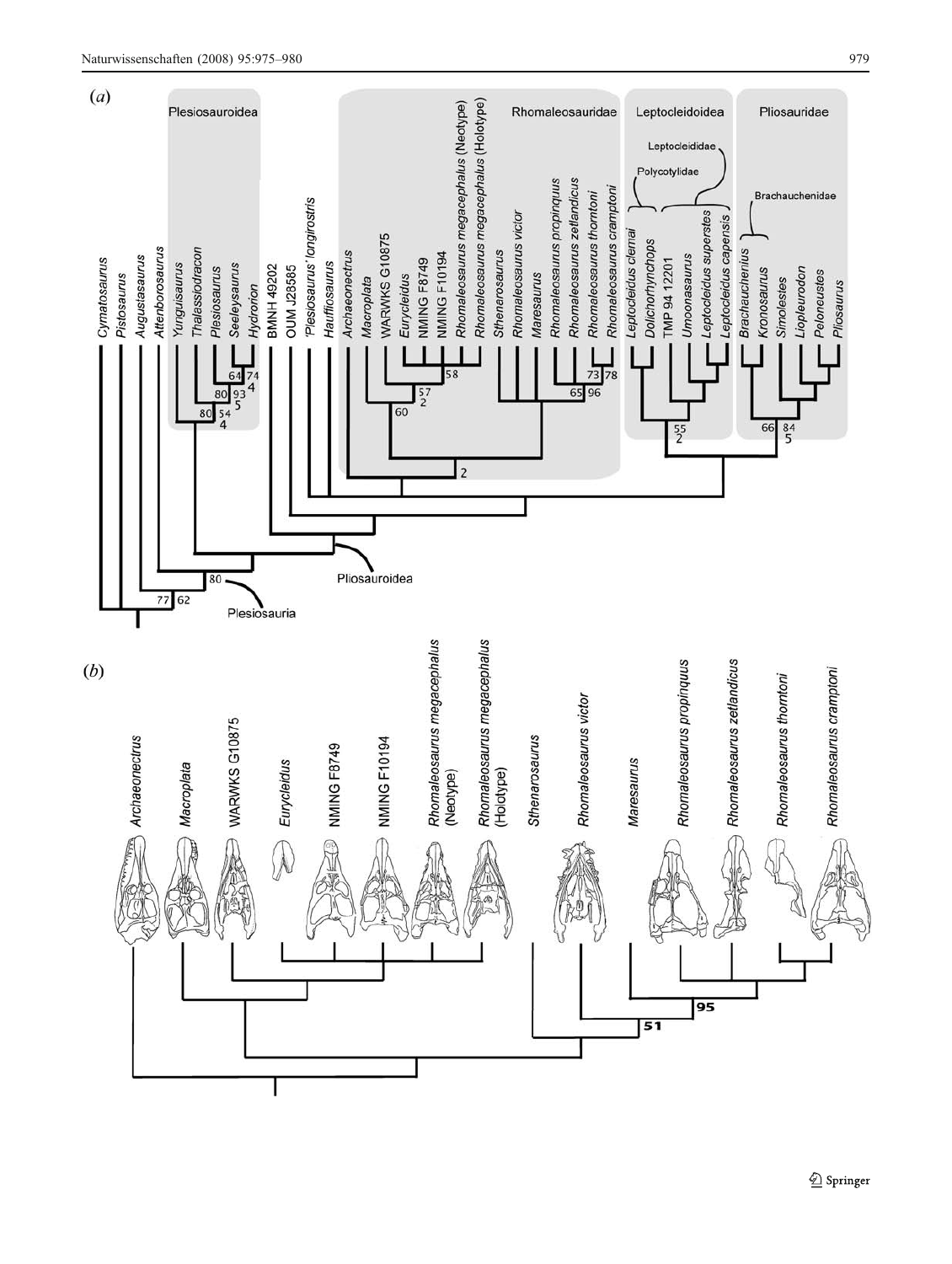(*a*)

Plesiosauroidea

Rhomaleosauridae

Leptocleidoidea

Leptocleididae

Polycotylidae

Pliosauridae

Brachauchenidae

*Cymatosaurus*, *Pistosaurus*, *Augustasaurus*, *Attenborosaurus*, *Yunguisaurus*, *Thalassiodracon*, *Plesiosaurus*, *Seeleysaurus*, *Hydrorion*, BMNH 49202, OUM J28585, '*Plesiosaurus*' *longirostris*, *Hauffiosaurus*, *Archaeonectrus*, *Macroplata*, WARWKS G10875, *Eurycleidus*, NMING F8749, NMING F10194, *Rhomaleosaurus megacephalus* (Neotype), *Rhomaleosaurus megacephalus* (Holotype), *Sthenarosaurus*, *Rhomaleosaurus victor*, *Maresaurus*, *Rhomaleosaurus propinquus*, *Rhomaleosaurus zetlandicus*, *Rhomaleosaurus thorntoni*, *Rhomaleosaurus cramptoni*, *Leptocleidus clemai*, *Dolichorhynchops*, TMP 94 12201, *Umoonasaurus*, *Leptocleidus superstes*, *Leptocleidus capensis*, *Brachauchenius*, *Kronosaurus*, *Simolestes*, *Liopleurodon*, *Peloneustes*, *Pliosaurus*

Pliosauroidea

Plesiosauria

(*b*)

*Archaeonectrus*, *Macroplata*, WARWKS G10875, *Eurycleidus*, NMING F8749, NMING F10194, *Rhomaleosaurus megacephalus* (Neotype), *Rhomaleosaurus megacephalus* (Holotype), *Sthenarosaurus*, *Rhomaleosaurus victor*, *Maresaurus*, *Rhomaleosaurus propinquus*, *Rhomaleosaurus zetlandicus*, *Rhomaleosaurus thorntoni*, *Rhomaleosaurus cramptoni*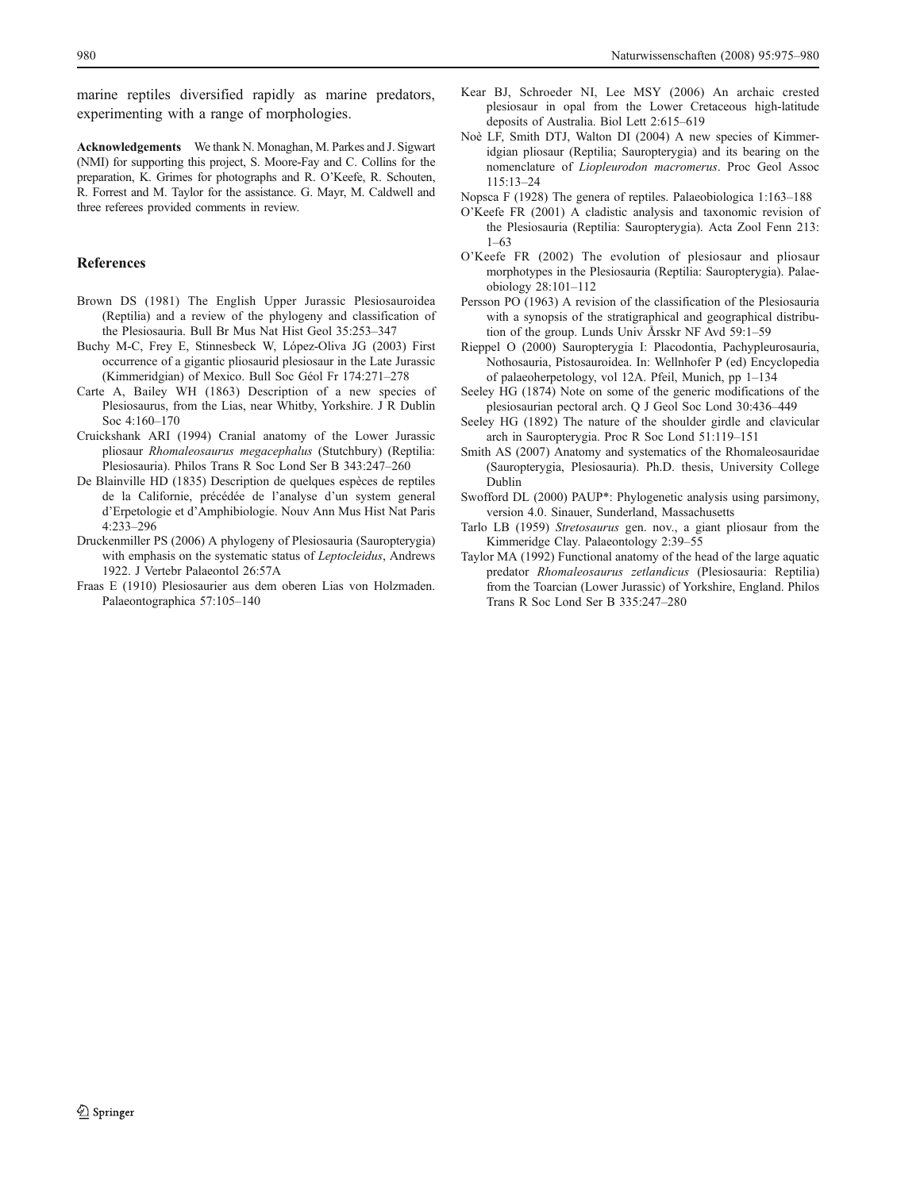marine reptiles diversified rapidly as marine predators, experimenting with a range of morphologies.

**Acknowledgements** We thank N. Monaghan, M. Parkes and J. Sigwart (NMI) for supporting this project, S. Moore-Fay and C. Collins for the preparation, K. Grimes for photographs and R. O'Keefe, R. Schouten, R. Forrest and M. Taylor for the assistance. G. Mayr, M. Caldwell and three referees provided comments in review.

## References

Brown DS (1981) The English Upper Jurassic Plesiosauroidea (Reptilia) and a review of the phylogeny and classification of the Plesiosauria. Bull Br Mus Nat Hist Geol 35:253–347

Buchy M-C, Frey E, Stinnesbeck W, López-Oliva JG (2003) First occurrence of a gigantic pliosaurid plesiosaur in the Late Jurassic (Kimmeridgian) of Mexico. Bull Soc Géol Fr 174:271–278

Carte A, Bailey WH (1863) Description of a new species of Plesiosaurus, from the Lias, near Whitby, Yorkshire. J R Dublin Soc 4:160–170

Cruickshank ARI (1994) Cranial anatomy of the Lower Jurassic pliosaur *Rhomaleosaurus megacephalus* (Stutchbury) (Reptilia: Plesiosauria). Philos Trans R Soc Lond Ser B 343:247–260

De Blainville HD (1835) Description de quelques espèces de reptiles de la Californie, précédée de l'analyse d'un system general d'Erpetologie et d'Amphibiologie. Nouv Ann Mus Hist Nat Paris 4:233–296

Druckenmiller PS (2006) A phylogeny of Plesiosauria (Sauropterygia) with emphasis on the systematic status of *Leptocleidus*, Andrews 1922. J Vertebr Palaeontol 26:57A

Fraas E (1910) Plesiosaurier aus dem oberen Lias von Holzmaden. Palaeontographica 57:105–140

Kear BJ, Schroeder NI, Lee MSY (2006) An archaic crested plesiosaur in opal from the Lower Cretaceous high-latitude deposits of Australia. Biol Lett 2:615–619

Noè LF, Smith DTJ, Walton DI (2004) A new species of Kimmeridgian pliosaur (Reptilia; Sauropterygia) and its bearing on the nomenclature of *Liopleurodon macromerus*. Proc Geol Assoc 115:13–24

Nopsca F (1928) The genera of reptiles. Palaeobiologica 1:163–188

O'Keefe FR (2001) A cladistic analysis and taxonomic revision of the Plesiosauria (Reptilia: Sauropterygia). Acta Zool Fenn 213: 1–63

O'Keefe FR (2002) The evolution of plesiosaur and pliosaur morphotypes in the Plesiosauria (Reptilia: Sauropterygia). Palaeobiology 28:101–112

Persson PO (1963) A revision of the classification of the Plesiosauria with a synopsis of the stratigraphical and geographical distribution of the group. Lunds Univ Årsskr NF Avd 59:1–59

Rieppel O (2000) Sauropterygia I: Placodontia, Pachypleurosauria, Nothosauria, Pistosauroidea. In: Wellnhofer P (ed) Encyclopedia of palaeoherpetology, vol 12A. Pfeil, Munich, pp 1–134

Seeley HG (1874) Note on some of the generic modifications of the plesiosaurian pectoral arch. Q J Geol Soc Lond 30:436–449

Seeley HG (1892) The nature of the shoulder girdle and clavicular arch in Sauropterygia. Proc R Soc Lond 51:119–151

Smith AS (2007) Anatomy and systematics of the Rhomaleosauridae (Sauropterygia, Plesiosauria). Ph.D. thesis, University College Dublin

Swofford DL (2000) PAUP*: Phylogenetic analysis using parsimony, version 4.0. Sinauer, Sunderland, Massachusetts

Tarlo LB (1959) *Stretosaurus* gen. nov., a giant pliosaur from the Kimmeridge Clay. Palaeontology 2:39–55

Taylor MA (1992) Functional anatomy of the head of the large aquatic predator *Rhomaleosaurus zetlandicus* (Plesiosauria: Reptilia) from the Toarcian (Lower Jurassic) of Yorkshire, England. Philos Trans R Soc Lond Ser B 335:247–280